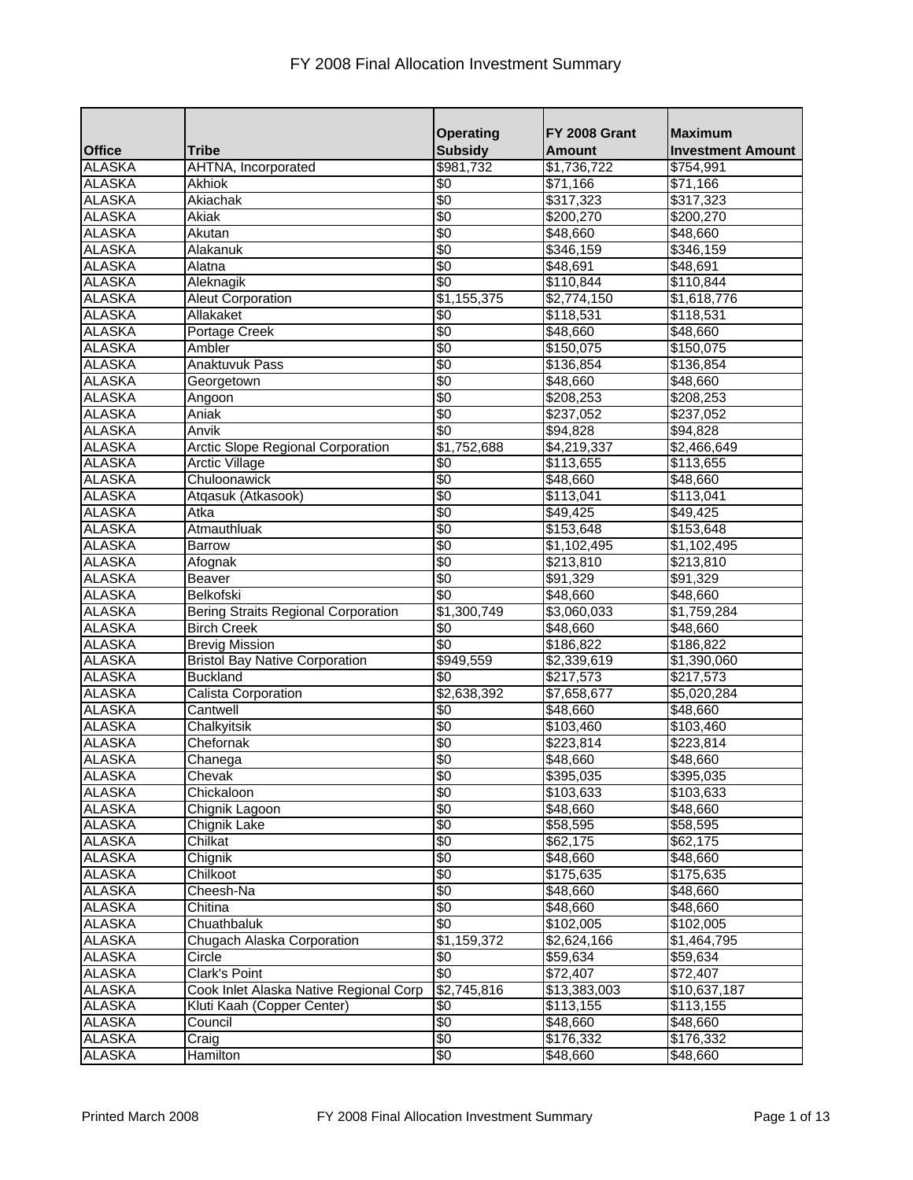# FY 2008 Final Allocation Investment Summary

| Office | Tribe | Operating Subsidy | FY 2008 Grant Amount | Maximum Investment Amount |
|---|---|---|---|---|
| ALASKA | AHTNA, Incorporated | $981,732 | $1,736,722 | $754,991 |
| ALASKA | Akhiok | $0 | $71,166 | $71,166 |
| ALASKA | Akiachak | $0 | $317,323 | $317,323 |
| ALASKA | Akiak | $0 | $200,270 | $200,270 |
| ALASKA | Akutan | $0 | $48,660 | $48,660 |
| ALASKA | Alakanuk | $0 | $346,159 | $346,159 |
| ALASKA | Alatna | $0 | $48,691 | $48,691 |
| ALASKA | Aleknagik | $0 | $110,844 | $110,844 |
| ALASKA | Aleut Corporation | $1,155,375 | $2,774,150 | $1,618,776 |
| ALASKA | Allakaket | $0 | $118,531 | $118,531 |
| ALASKA | Portage Creek | $0 | $48,660 | $48,660 |
| ALASKA | Ambler | $0 | $150,075 | $150,075 |
| ALASKA | Anaktuvuk Pass | $0 | $136,854 | $136,854 |
| ALASKA | Georgetown | $0 | $48,660 | $48,660 |
| ALASKA | Angoon | $0 | $208,253 | $208,253 |
| ALASKA | Aniak | $0 | $237,052 | $237,052 |
| ALASKA | Anvik | $0 | $94,828 | $94,828 |
| ALASKA | Arctic Slope Regional Corporation | $1,752,688 | $4,219,337 | $2,466,649 |
| ALASKA | Arctic Village | $0 | $113,655 | $113,655 |
| ALASKA | Chuloonawick | $0 | $48,660 | $48,660 |
| ALASKA | Atqasuk (Atkasook) | $0 | $113,041 | $113,041 |
| ALASKA | Atka | $0 | $49,425 | $49,425 |
| ALASKA | Atmauthluak | $0 | $153,648 | $153,648 |
| ALASKA | Barrow | $0 | $1,102,495 | $1,102,495 |
| ALASKA | Afognak | $0 | $213,810 | $213,810 |
| ALASKA | Beaver | $0 | $91,329 | $91,329 |
| ALASKA | Belkofski | $0 | $48,660 | $48,660 |
| ALASKA | Bering Straits Regional Corporation | $1,300,749 | $3,060,033 | $1,759,284 |
| ALASKA | Birch Creek | $0 | $48,660 | $48,660 |
| ALASKA | Brevig Mission | $0 | $186,822 | $186,822 |
| ALASKA | Bristol Bay Native Corporation | $949,559 | $2,339,619 | $1,390,060 |
| ALASKA | Buckland | $0 | $217,573 | $217,573 |
| ALASKA | Calista Corporation | $2,638,392 | $7,658,677 | $5,020,284 |
| ALASKA | Cantwell | $0 | $48,660 | $48,660 |
| ALASKA | Chalkyitsik | $0 | $103,460 | $103,460 |
| ALASKA | Chefornak | $0 | $223,814 | $223,814 |
| ALASKA | Chanega | $0 | $48,660 | $48,660 |
| ALASKA | Chevak | $0 | $395,035 | $395,035 |
| ALASKA | Chickaloon | $0 | $103,633 | $103,633 |
| ALASKA | Chignik Lagoon | $0 | $48,660 | $48,660 |
| ALASKA | Chignik Lake | $0 | $58,595 | $58,595 |
| ALASKA | Chilkat | $0 | $62,175 | $62,175 |
| ALASKA | Chignik | $0 | $48,660 | $48,660 |
| ALASKA | Chilkoot | $0 | $175,635 | $175,635 |
| ALASKA | Cheesh-Na | $0 | $48,660 | $48,660 |
| ALASKA | Chitina | $0 | $48,660 | $48,660 |
| ALASKA | Chuathbaluk | $0 | $102,005 | $102,005 |
| ALASKA | Chugach Alaska Corporation | $1,159,372 | $2,624,166 | $1,464,795 |
| ALASKA | Circle | $0 | $59,634 | $59,634 |
| ALASKA | Clark's Point | $0 | $72,407 | $72,407 |
| ALASKA | Cook Inlet Alaska Native Regional Corp | $2,745,816 | $13,383,003 | $10,637,187 |
| ALASKA | Kluti Kaah (Copper Center) | $0 | $113,155 | $113,155 |
| ALASKA | Council | $0 | $48,660 | $48,660 |
| ALASKA | Craig | $0 | $176,332 | $176,332 |
| ALASKA | Hamilton | $0 | $48,660 | $48,660 |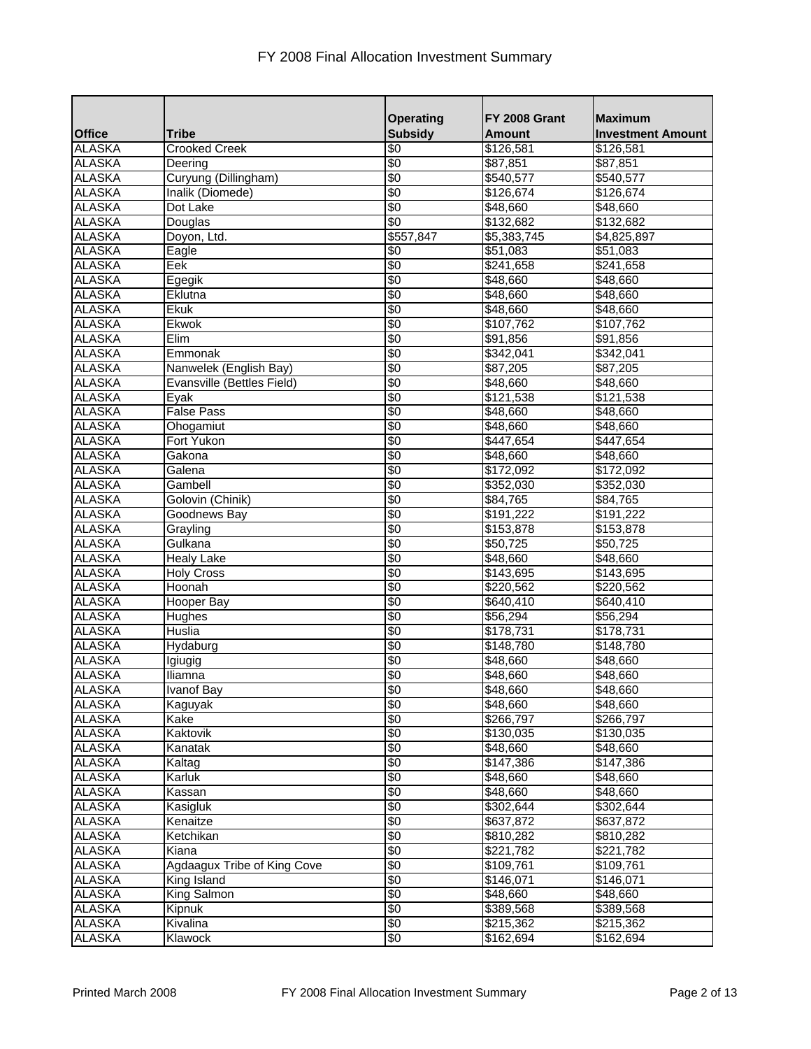# FY 2008 Final Allocation Investment Summary

| Office | Tribe | Operating Subsidy | FY 2008 Grant Amount | Maximum Investment Amount |
|---|---|---|---|---|
| ALASKA | Crooked Creek | $0 | $126,581 | $126,581 |
| ALASKA | Deering | $0 | $87,851 | $87,851 |
| ALASKA | Curyung (Dillingham) | $0 | $540,577 | $540,577 |
| ALASKA | Inalik (Diomede) | $0 | $126,674 | $126,674 |
| ALASKA | Dot Lake | $0 | $48,660 | $48,660 |
| ALASKA | Douglas | $0 | $132,682 | $132,682 |
| ALASKA | Doyon, Ltd. | $557,847 | $5,383,745 | $4,825,897 |
| ALASKA | Eagle | $0 | $51,083 | $51,083 |
| ALASKA | Eek | $0 | $241,658 | $241,658 |
| ALASKA | Egegik | $0 | $48,660 | $48,660 |
| ALASKA | Eklutna | $0 | $48,660 | $48,660 |
| ALASKA | Ekuk | $0 | $48,660 | $48,660 |
| ALASKA | Ekwok | $0 | $107,762 | $107,762 |
| ALASKA | Elim | $0 | $91,856 | $91,856 |
| ALASKA | Emmonak | $0 | $342,041 | $342,041 |
| ALASKA | Nanwelek (English Bay) | $0 | $87,205 | $87,205 |
| ALASKA | Evansville (Bettles Field) | $0 | $48,660 | $48,660 |
| ALASKA | Eyak | $0 | $121,538 | $121,538 |
| ALASKA | False Pass | $0 | $48,660 | $48,660 |
| ALASKA | Ohogamiut | $0 | $48,660 | $48,660 |
| ALASKA | Fort Yukon | $0 | $447,654 | $447,654 |
| ALASKA | Gakona | $0 | $48,660 | $48,660 |
| ALASKA | Galena | $0 | $172,092 | $172,092 |
| ALASKA | Gambell | $0 | $352,030 | $352,030 |
| ALASKA | Golovin (Chinik) | $0 | $84,765 | $84,765 |
| ALASKA | Goodnews Bay | $0 | $191,222 | $191,222 |
| ALASKA | Grayling | $0 | $153,878 | $153,878 |
| ALASKA | Gulkana | $0 | $50,725 | $50,725 |
| ALASKA | Healy Lake | $0 | $48,660 | $48,660 |
| ALASKA | Holy Cross | $0 | $143,695 | $143,695 |
| ALASKA | Hoonah | $0 | $220,562 | $220,562 |
| ALASKA | Hooper Bay | $0 | $640,410 | $640,410 |
| ALASKA | Hughes | $0 | $56,294 | $56,294 |
| ALASKA | Huslia | $0 | $178,731 | $178,731 |
| ALASKA | Hydaburg | $0 | $148,780 | $148,780 |
| ALASKA | Igiugig | $0 | $48,660 | $48,660 |
| ALASKA | Iliamna | $0 | $48,660 | $48,660 |
| ALASKA | Ivanof Bay | $0 | $48,660 | $48,660 |
| ALASKA | Kaguyak | $0 | $48,660 | $48,660 |
| ALASKA | Kake | $0 | $266,797 | $266,797 |
| ALASKA | Kaktovik | $0 | $130,035 | $130,035 |
| ALASKA | Kanatak | $0 | $48,660 | $48,660 |
| ALASKA | Kaltag | $0 | $147,386 | $147,386 |
| ALASKA | Karluk | $0 | $48,660 | $48,660 |
| ALASKA | Kassan | $0 | $48,660 | $48,660 |
| ALASKA | Kasigluk | $0 | $302,644 | $302,644 |
| ALASKA | Kenaitze | $0 | $637,872 | $637,872 |
| ALASKA | Ketchikan | $0 | $810,282 | $810,282 |
| ALASKA | Kiana | $0 | $221,782 | $221,782 |
| ALASKA | Agdaagux Tribe of King Cove | $0 | $109,761 | $109,761 |
| ALASKA | King Island | $0 | $146,071 | $146,071 |
| ALASKA | King Salmon | $0 | $48,660 | $48,660 |
| ALASKA | Kipnuk | $0 | $389,568 | $389,568 |
| ALASKA | Kivalina | $0 | $215,362 | $215,362 |
| ALASKA | Klawock | $0 | $162,694 | $162,694 |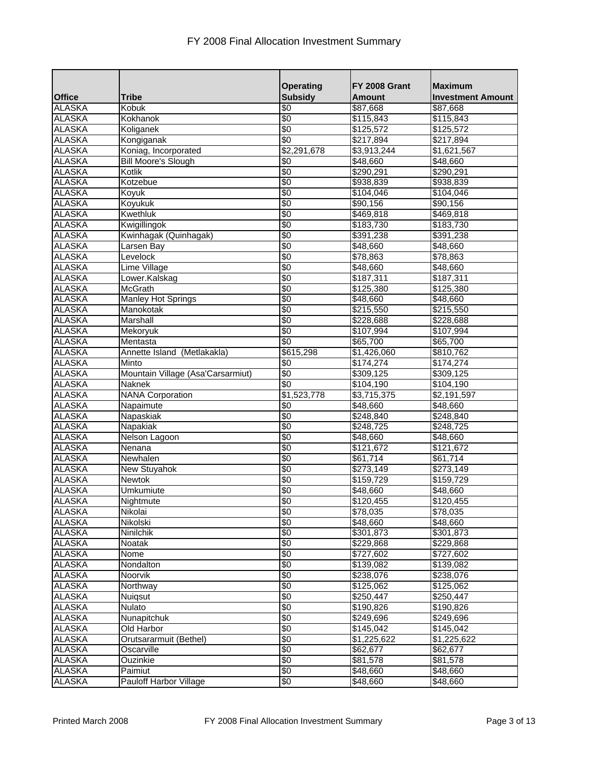# FY 2008 Final Allocation Investment Summary

| Office | Tribe | Operating Subsidy | FY 2008 Grant Amount | Maximum Investment Amount |
|---|---|---|---|---|
| ALASKA | Kobuk | $0 | $87,668 | $87,668 |
| ALASKA | Kokhanok | $0 | $115,843 | $115,843 |
| ALASKA | Koliganek | $0 | $125,572 | $125,572 |
| ALASKA | Kongiganak | $0 | $217,894 | $217,894 |
| ALASKA | Koniag, Incorporated | $2,291,678 | $3,913,244 | $1,621,567 |
| ALASKA | Bill Moore's Slough | $0 | $48,660 | $48,660 |
| ALASKA | Kotlik | $0 | $290,291 | $290,291 |
| ALASKA | Kotzebue | $0 | $938,839 | $938,839 |
| ALASKA | Koyuk | $0 | $104,046 | $104,046 |
| ALASKA | Koyukuk | $0 | $90,156 | $90,156 |
| ALASKA | Kwethluk | $0 | $469,818 | $469,818 |
| ALASKA | Kwigillingok | $0 | $183,730 | $183,730 |
| ALASKA | Kwinhagak (Quinhagak) | $0 | $391,238 | $391,238 |
| ALASKA | Larsen Bay | $0 | $48,660 | $48,660 |
| ALASKA | Levelock | $0 | $78,863 | $78,863 |
| ALASKA | Lime Village | $0 | $48,660 | $48,660 |
| ALASKA | Lower.Kalskag | $0 | $187,311 | $187,311 |
| ALASKA | McGrath | $0 | $125,380 | $125,380 |
| ALASKA | Manley Hot Springs | $0 | $48,660 | $48,660 |
| ALASKA | Manokotak | $0 | $215,550 | $215,550 |
| ALASKA | Marshall | $0 | $228,688 | $228,688 |
| ALASKA | Mekoryuk | $0 | $107,994 | $107,994 |
| ALASKA | Mentasta | $0 | $65,700 | $65,700 |
| ALASKA | Annette Island (Metlakakla) | $615,298 | $1,426,060 | $810,762 |
| ALASKA | Minto | $0 | $174,274 | $174,274 |
| ALASKA | Mountain Village (Asa'Carsarmiut) | $0 | $309,125 | $309,125 |
| ALASKA | Naknek | $0 | $104,190 | $104,190 |
| ALASKA | NANA Corporation | $1,523,778 | $3,715,375 | $2,191,597 |
| ALASKA | Napaimute | $0 | $48,660 | $48,660 |
| ALASKA | Napaskiak | $0 | $248,840 | $248,840 |
| ALASKA | Napakiak | $0 | $248,725 | $248,725 |
| ALASKA | Nelson Lagoon | $0 | $48,660 | $48,660 |
| ALASKA | Nenana | $0 | $121,672 | $121,672 |
| ALASKA | Newhalen | $0 | $61,714 | $61,714 |
| ALASKA | New Stuyahok | $0 | $273,149 | $273,149 |
| ALASKA | Newtok | $0 | $159,729 | $159,729 |
| ALASKA | Umkumiute | $0 | $48,660 | $48,660 |
| ALASKA | Nightmute | $0 | $120,455 | $120,455 |
| ALASKA | Nikolai | $0 | $78,035 | $78,035 |
| ALASKA | Nikolski | $0 | $48,660 | $48,660 |
| ALASKA | Ninilchik | $0 | $301,873 | $301,873 |
| ALASKA | Noatak | $0 | $229,868 | $229,868 |
| ALASKA | Nome | $0 | $727,602 | $727,602 |
| ALASKA | Nondalton | $0 | $139,082 | $139,082 |
| ALASKA | Noorvik | $0 | $238,076 | $238,076 |
| ALASKA | Northway | $0 | $125,062 | $125,062 |
| ALASKA | Nuiqsut | $0 | $250,447 | $250,447 |
| ALASKA | Nulato | $0 | $190,826 | $190,826 |
| ALASKA | Nunapitchuk | $0 | $249,696 | $249,696 |
| ALASKA | Old Harbor | $0 | $145,042 | $145,042 |
| ALASKA | Orutsararmuit (Bethel) | $0 | $1,225,622 | $1,225,622 |
| ALASKA | Oscarville | $0 | $62,677 | $62,677 |
| ALASKA | Ouzinkie | $0 | $81,578 | $81,578 |
| ALASKA | Paimiut | $0 | $48,660 | $48,660 |
| ALASKA | Pauloff Harbor Village | $0 | $48,660 | $48,660 |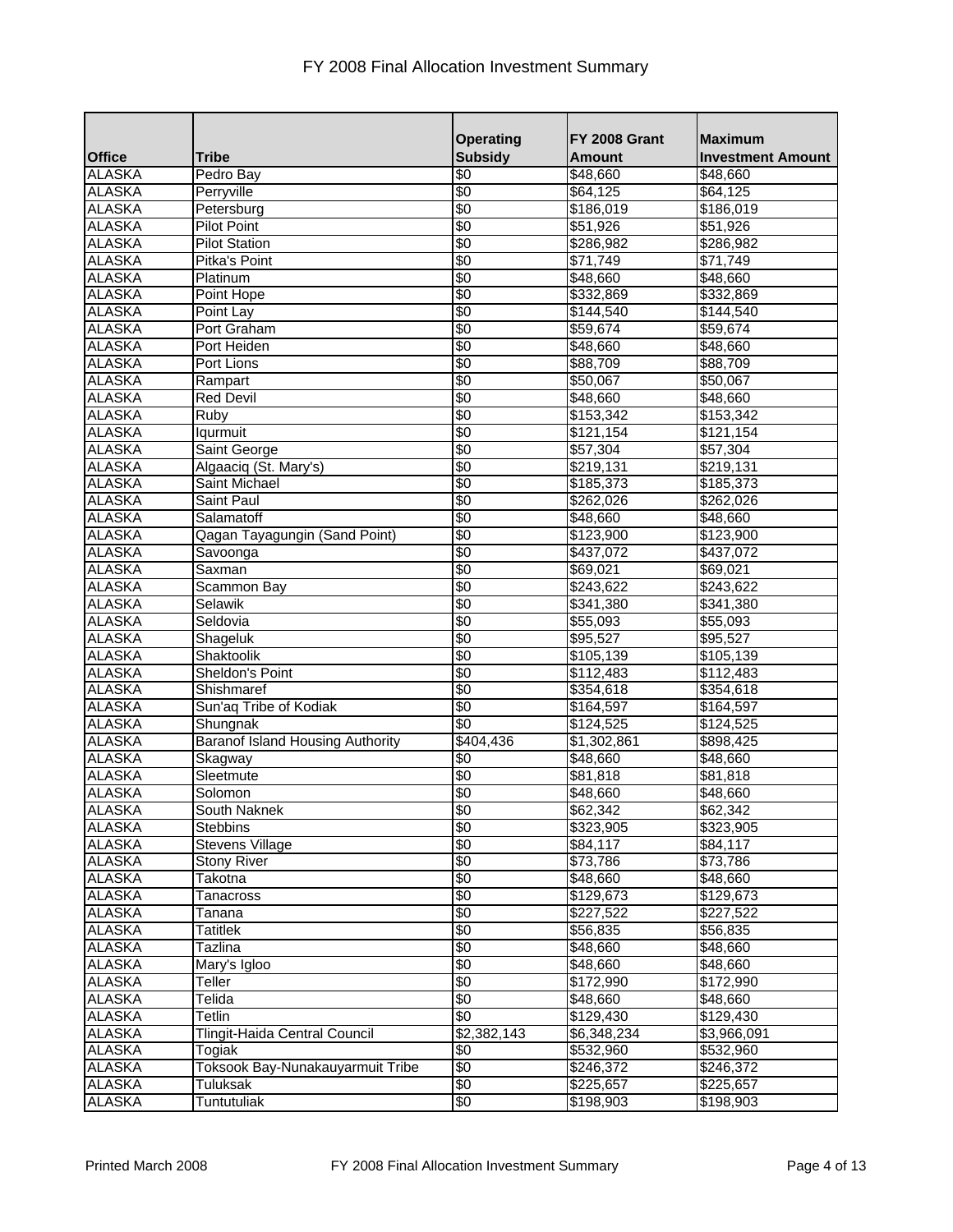# FY 2008 Final Allocation Investment Summary

| Office | Tribe | Operating Subsidy | FY 2008 Grant Amount | Maximum Investment Amount |
|---|---|---|---|---|
| ALASKA | Pedro Bay | $0 | $48,660 | $48,660 |
| ALASKA | Perryville | $0 | $64,125 | $64,125 |
| ALASKA | Petersburg | $0 | $186,019 | $186,019 |
| ALASKA | Pilot Point | $0 | $51,926 | $51,926 |
| ALASKA | Pilot Station | $0 | $286,982 | $286,982 |
| ALASKA | Pitka's Point | $0 | $71,749 | $71,749 |
| ALASKA | Platinum | $0 | $48,660 | $48,660 |
| ALASKA | Point Hope | $0 | $332,869 | $332,869 |
| ALASKA | Point Lay | $0 | $144,540 | $144,540 |
| ALASKA | Port Graham | $0 | $59,674 | $59,674 |
| ALASKA | Port Heiden | $0 | $48,660 | $48,660 |
| ALASKA | Port Lions | $0 | $88,709 | $88,709 |
| ALASKA | Rampart | $0 | $50,067 | $50,067 |
| ALASKA | Red Devil | $0 | $48,660 | $48,660 |
| ALASKA | Ruby | $0 | $153,342 | $153,342 |
| ALASKA | Iqurmuit | $0 | $121,154 | $121,154 |
| ALASKA | Saint George | $0 | $57,304 | $57,304 |
| ALASKA | Algaaciq (St. Mary's) | $0 | $219,131 | $219,131 |
| ALASKA | Saint Michael | $0 | $185,373 | $185,373 |
| ALASKA | Saint Paul | $0 | $262,026 | $262,026 |
| ALASKA | Salamatoff | $0 | $48,660 | $48,660 |
| ALASKA | Qagan Tayagungin (Sand Point) | $0 | $123,900 | $123,900 |
| ALASKA | Savoonga | $0 | $437,072 | $437,072 |
| ALASKA | Saxman | $0 | $69,021 | $69,021 |
| ALASKA | Scammon Bay | $0 | $243,622 | $243,622 |
| ALASKA | Selawik | $0 | $341,380 | $341,380 |
| ALASKA | Seldovia | $0 | $55,093 | $55,093 |
| ALASKA | Shageluk | $0 | $95,527 | $95,527 |
| ALASKA | Shaktoolik | $0 | $105,139 | $105,139 |
| ALASKA | Sheldon's Point | $0 | $112,483 | $112,483 |
| ALASKA | Shishmaref | $0 | $354,618 | $354,618 |
| ALASKA | Sun'aq Tribe of Kodiak | $0 | $164,597 | $164,597 |
| ALASKA | Shungnak | $0 | $124,525 | $124,525 |
| ALASKA | Baranof Island Housing Authority | $404,436 | $1,302,861 | $898,425 |
| ALASKA | Skagway | $0 | $48,660 | $48,660 |
| ALASKA | Sleetmute | $0 | $81,818 | $81,818 |
| ALASKA | Solomon | $0 | $48,660 | $48,660 |
| ALASKA | South Naknek | $0 | $62,342 | $62,342 |
| ALASKA | Stebbins | $0 | $323,905 | $323,905 |
| ALASKA | Stevens Village | $0 | $84,117 | $84,117 |
| ALASKA | Stony River | $0 | $73,786 | $73,786 |
| ALASKA | Takotna | $0 | $48,660 | $48,660 |
| ALASKA | Tanacross | $0 | $129,673 | $129,673 |
| ALASKA | Tanana | $0 | $227,522 | $227,522 |
| ALASKA | Tatitlek | $0 | $56,835 | $56,835 |
| ALASKA | Tazlina | $0 | $48,660 | $48,660 |
| ALASKA | Mary's Igloo | $0 | $48,660 | $48,660 |
| ALASKA | Teller | $0 | $172,990 | $172,990 |
| ALASKA | Telida | $0 | $48,660 | $48,660 |
| ALASKA | Tetlin | $0 | $129,430 | $129,430 |
| ALASKA | Tlingit-Haida Central Council | $2,382,143 | $6,348,234 | $3,966,091 |
| ALASKA | Togiak | $0 | $532,960 | $532,960 |
| ALASKA | Toksook Bay-Nunakauyarmuit Tribe | $0 | $246,372 | $246,372 |
| ALASKA | Tuluksak | $0 | $225,657 | $225,657 |
| ALASKA | Tuntutuliak | $0 | $198,903 | $198,903 |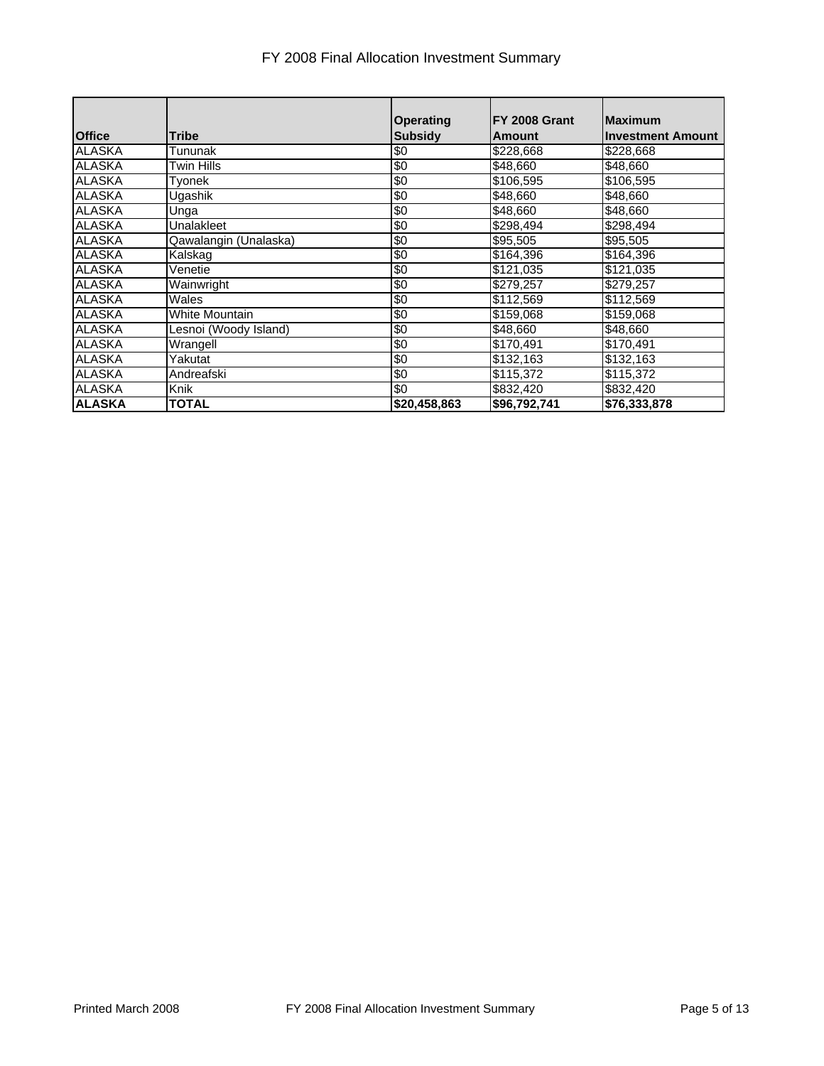# FY 2008 Final Allocation Investment Summary

| Office | Tribe | Operating Subsidy | FY 2008 Grant Amount | Maximum Investment Amount |
|---|---|---|---|---|
| ALASKA | Tununak | $0 | $228,668 | $228,668 |
| ALASKA | Twin Hills | $0 | $48,660 | $48,660 |
| ALASKA | Tyonek | $0 | $106,595 | $106,595 |
| ALASKA | Ugashik | $0 | $48,660 | $48,660 |
| ALASKA | Unga | $0 | $48,660 | $48,660 |
| ALASKA | Unalakleet | $0 | $298,494 | $298,494 |
| ALASKA | Qawalangin (Unalaska) | $0 | $95,505 | $95,505 |
| ALASKA | Kalskag | $0 | $164,396 | $164,396 |
| ALASKA | Venetie | $0 | $121,035 | $121,035 |
| ALASKA | Wainwright | $0 | $279,257 | $279,257 |
| ALASKA | Wales | $0 | $112,569 | $112,569 |
| ALASKA | White Mountain | $0 | $159,068 | $159,068 |
| ALASKA | Lesnoi (Woody Island) | $0 | $48,660 | $48,660 |
| ALASKA | Wrangell | $0 | $170,491 | $170,491 |
| ALASKA | Yakutat | $0 | $132,163 | $132,163 |
| ALASKA | Andreafski | $0 | $115,372 | $115,372 |
| ALASKA | Knik | $0 | $832,420 | $832,420 |
| **ALASKA** | **TOTAL** | **$20,458,863** | **$96,792,741** | **$76,333,878** |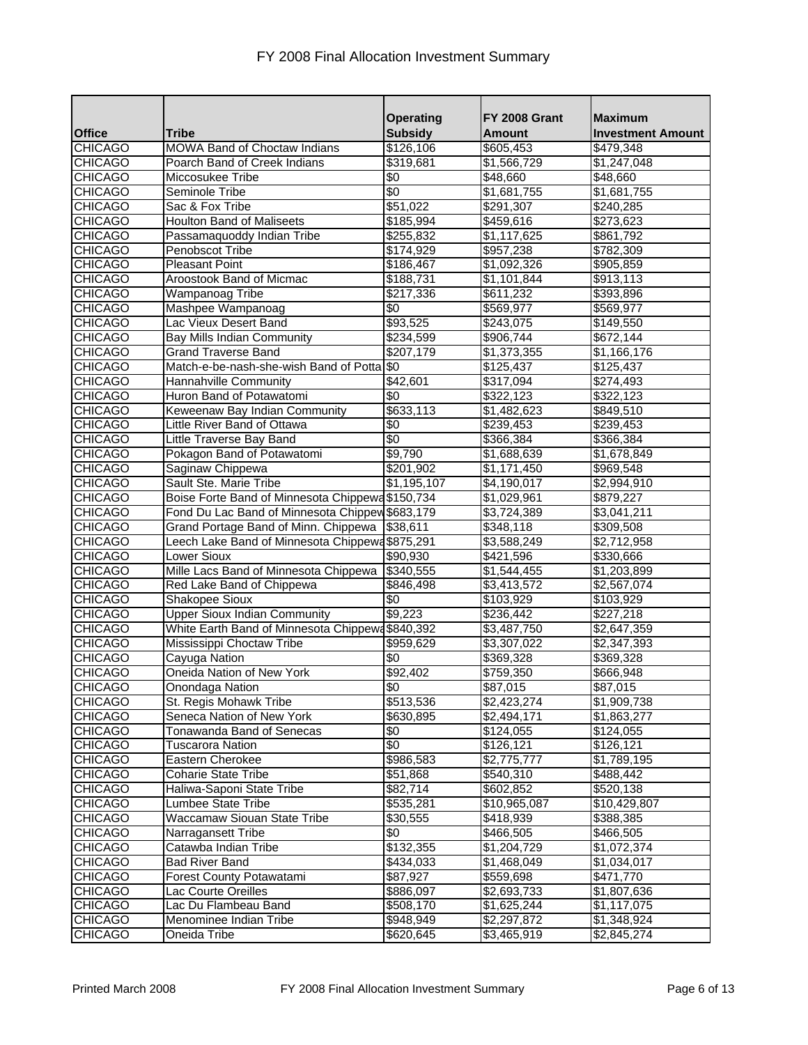# FY 2008 Final Allocation Investment Summary

| Office | Tribe | Operating Subsidy | FY 2008 Grant Amount | Maximum Investment Amount |
|---|---|---|---|---|
| CHICAGO | MOWA Band of Choctaw Indians | $126,106 | $605,453 | $479,348 |
| CHICAGO | Poarch Band of Creek Indians | $319,681 | $1,566,729 | $1,247,048 |
| CHICAGO | Miccosukee Tribe | $0 | $48,660 | $48,660 |
| CHICAGO | Seminole Tribe | $0 | $1,681,755 | $1,681,755 |
| CHICAGO | Sac & Fox Tribe | $51,022 | $291,307 | $240,285 |
| CHICAGO | Houlton Band of Maliseets | $185,994 | $459,616 | $273,623 |
| CHICAGO | Passamaquoddy Indian Tribe | $255,832 | $1,117,625 | $861,792 |
| CHICAGO | Penobscot Tribe | $174,929 | $957,238 | $782,309 |
| CHICAGO | Pleasant Point | $186,467 | $1,092,326 | $905,859 |
| CHICAGO | Aroostook Band of Micmac | $188,731 | $1,101,844 | $913,113 |
| CHICAGO | Wampanoag Tribe | $217,336 | $611,232 | $393,896 |
| CHICAGO | Mashpee Wampanoag | $0 | $569,977 | $569,977 |
| CHICAGO | Lac Vieux Desert Band | $93,525 | $243,075 | $149,550 |
| CHICAGO | Bay Mills Indian Community | $234,599 | $906,744 | $672,144 |
| CHICAGO | Grand Traverse Band | $207,179 | $1,373,355 | $1,166,176 |
| CHICAGO | Match-e-be-nash-she-wish Band of Potta | $0 | $125,437 | $125,437 |
| CHICAGO | Hannahville Community | $42,601 | $317,094 | $274,493 |
| CHICAGO | Huron Band of Potawatomi | $0 | $322,123 | $322,123 |
| CHICAGO | Keweenaw Bay Indian Community | $633,113 | $1,482,623 | $849,510 |
| CHICAGO | Little River Band of Ottawa | $0 | $239,453 | $239,453 |
| CHICAGO | Little Traverse Bay Band | $0 | $366,384 | $366,384 |
| CHICAGO | Pokagon Band of Potawatomi | $9,790 | $1,688,639 | $1,678,849 |
| CHICAGO | Saginaw Chippewa | $201,902 | $1,171,450 | $969,548 |
| CHICAGO | Sault Ste. Marie Tribe | $1,195,107 | $4,190,017 | $2,994,910 |
| CHICAGO | Boise Forte Band of Minnesota Chippewa | $150,734 | $1,029,961 | $879,227 |
| CHICAGO | Fond Du Lac Band of Minnesota Chippew | $683,179 | $3,724,389 | $3,041,211 |
| CHICAGO | Grand Portage Band of Minn. Chippewa | $38,611 | $348,118 | $309,508 |
| CHICAGO | Leech Lake Band of Minnesota Chippewa | $875,291 | $3,588,249 | $2,712,958 |
| CHICAGO | Lower Sioux | $90,930 | $421,596 | $330,666 |
| CHICAGO | Mille Lacs Band of Minnesota Chippewa | $340,555 | $1,544,455 | $1,203,899 |
| CHICAGO | Red Lake Band of Chippewa | $846,498 | $3,413,572 | $2,567,074 |
| CHICAGO | Shakopee Sioux | $0 | $103,929 | $103,929 |
| CHICAGO | Upper Sioux Indian Community | $9,223 | $236,442 | $227,218 |
| CHICAGO | White Earth Band of Minnesota Chippewa | $840,392 | $3,487,750 | $2,647,359 |
| CHICAGO | Mississippi Choctaw Tribe | $959,629 | $3,307,022 | $2,347,393 |
| CHICAGO | Cayuga Nation | $0 | $369,328 | $369,328 |
| CHICAGO | Oneida Nation of New York | $92,402 | $759,350 | $666,948 |
| CHICAGO | Onondaga Nation | $0 | $87,015 | $87,015 |
| CHICAGO | St. Regis Mohawk Tribe | $513,536 | $2,423,274 | $1,909,738 |
| CHICAGO | Seneca Nation of New York | $630,895 | $2,494,171 | $1,863,277 |
| CHICAGO | Tonawanda Band of Senecas | $0 | $124,055 | $124,055 |
| CHICAGO | Tuscarora Nation | $0 | $126,121 | $126,121 |
| CHICAGO | Eastern Cherokee | $986,583 | $2,775,777 | $1,789,195 |
| CHICAGO | Coharie State Tribe | $51,868 | $540,310 | $488,442 |
| CHICAGO | Haliwa-Saponi State Tribe | $82,714 | $602,852 | $520,138 |
| CHICAGO | Lumbee State Tribe | $535,281 | $10,965,087 | $10,429,807 |
| CHICAGO | Waccamaw Siouan State Tribe | $30,555 | $418,939 | $388,385 |
| CHICAGO | Narragansett Tribe | $0 | $466,505 | $466,505 |
| CHICAGO | Catawba Indian Tribe | $132,355 | $1,204,729 | $1,072,374 |
| CHICAGO | Bad River Band | $434,033 | $1,468,049 | $1,034,017 |
| CHICAGO | Forest County Potawatami | $87,927 | $559,698 | $471,770 |
| CHICAGO | Lac Courte Oreilles | $886,097 | $2,693,733 | $1,807,636 |
| CHICAGO | Lac Du Flambeau Band | $508,170 | $1,625,244 | $1,117,075 |
| CHICAGO | Menominee Indian Tribe | $948,949 | $2,297,872 | $1,348,924 |
| CHICAGO | Oneida Tribe | $620,645 | $3,465,919 | $2,845,274 |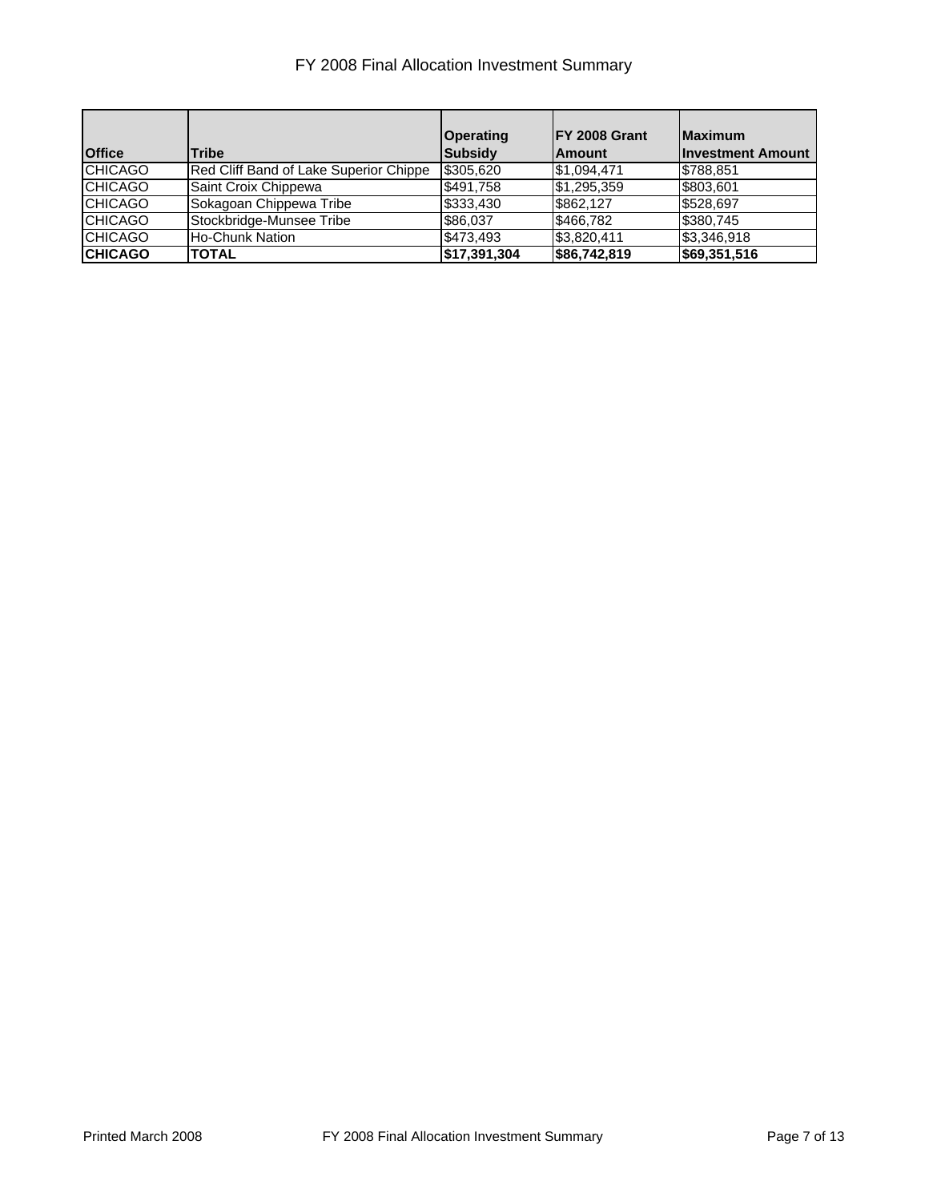# FY 2008 Final Allocation Investment Summary

| Office | Tribe | Operating Subsidy | FY 2008 Grant Amount | Maximum Investment Amount |
|---|---|---|---|---|
| CHICAGO | Red Cliff Band of Lake Superior Chippe | $305,620 | $1,094,471 | $788,851 |
| CHICAGO | Saint Croix Chippewa | $491,758 | $1,295,359 | $803,601 |
| CHICAGO | Sokagoan Chippewa Tribe | $333,430 | $862,127 | $528,697 |
| CHICAGO | Stockbridge-Munsee Tribe | $86,037 | $466,782 | $380,745 |
| CHICAGO | Ho-Chunk Nation | $473,493 | $3,820,411 | $3,346,918 |
| **CHICAGO** | **TOTAL** | **$17,391,304** | **$86,742,819** | **$69,351,516** |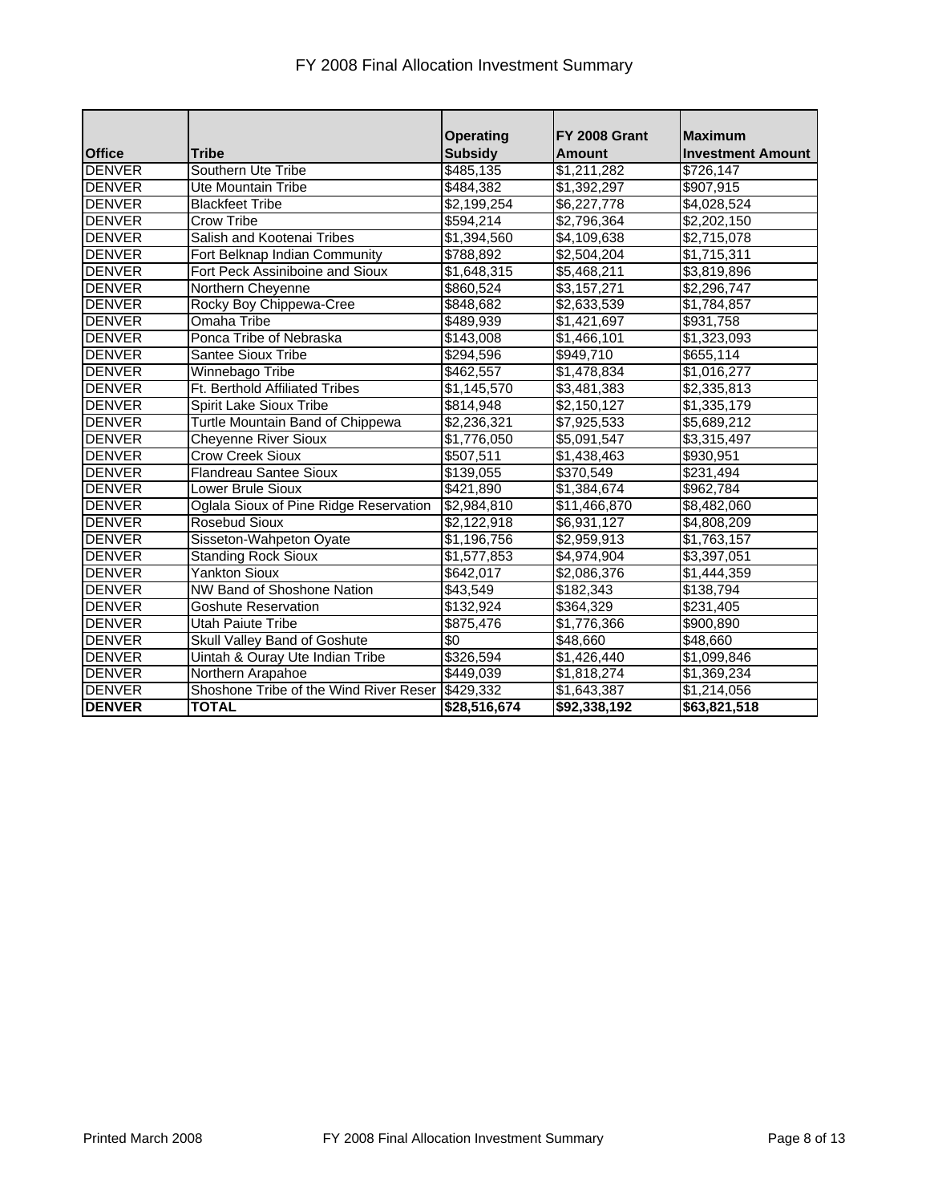# FY 2008 Final Allocation Investment Summary

| Office | Tribe | Operating Subsidy | FY 2008 Grant Amount | Maximum Investment Amount |
|---|---|---|---|---|
| DENVER | Southern Ute Tribe | $485,135 | $1,211,282 | $726,147 |
| DENVER | Ute Mountain Tribe | $484,382 | $1,392,297 | $907,915 |
| DENVER | Blackfeet Tribe | $2,199,254 | $6,227,778 | $4,028,524 |
| DENVER | Crow Tribe | $594,214 | $2,796,364 | $2,202,150 |
| DENVER | Salish and Kootenai Tribes | $1,394,560 | $4,109,638 | $2,715,078 |
| DENVER | Fort Belknap Indian Community | $788,892 | $2,504,204 | $1,715,311 |
| DENVER | Fort Peck Assiniboine and Sioux | $1,648,315 | $5,468,211 | $3,819,896 |
| DENVER | Northern Cheyenne | $860,524 | $3,157,271 | $2,296,747 |
| DENVER | Rocky Boy Chippewa-Cree | $848,682 | $2,633,539 | $1,784,857 |
| DENVER | Omaha Tribe | $489,939 | $1,421,697 | $931,758 |
| DENVER | Ponca Tribe of Nebraska | $143,008 | $1,466,101 | $1,323,093 |
| DENVER | Santee Sioux Tribe | $294,596 | $949,710 | $655,114 |
| DENVER | Winnebago Tribe | $462,557 | $1,478,834 | $1,016,277 |
| DENVER | Ft. Berthold Affiliated Tribes | $1,145,570 | $3,481,383 | $2,335,813 |
| DENVER | Spirit Lake Sioux Tribe | $814,948 | $2,150,127 | $1,335,179 |
| DENVER | Turtle Mountain Band of Chippewa | $2,236,321 | $7,925,533 | $5,689,212 |
| DENVER | Cheyenne River Sioux | $1,776,050 | $5,091,547 | $3,315,497 |
| DENVER | Crow Creek Sioux | $507,511 | $1,438,463 | $930,951 |
| DENVER | Flandreau Santee Sioux | $139,055 | $370,549 | $231,494 |
| DENVER | Lower Brule Sioux | $421,890 | $1,384,674 | $962,784 |
| DENVER | Oglala Sioux of Pine Ridge Reservation | $2,984,810 | $11,466,870 | $8,482,060 |
| DENVER | Rosebud Sioux | $2,122,918 | $6,931,127 | $4,808,209 |
| DENVER | Sisseton-Wahpeton Oyate | $1,196,756 | $2,959,913 | $1,763,157 |
| DENVER | Standing Rock Sioux | $1,577,853 | $4,974,904 | $3,397,051 |
| DENVER | Yankton Sioux | $642,017 | $2,086,376 | $1,444,359 |
| DENVER | NW Band of Shoshone Nation | $43,549 | $182,343 | $138,794 |
| DENVER | Goshute Reservation | $132,924 | $364,329 | $231,405 |
| DENVER | Utah Paiute Tribe | $875,476 | $1,776,366 | $900,890 |
| DENVER | Skull Valley Band of Goshute | $0 | $48,660 | $48,660 |
| DENVER | Uintah & Ouray Ute Indian Tribe | $326,594 | $1,426,440 | $1,099,846 |
| DENVER | Northern Arapahoe | $449,039 | $1,818,274 | $1,369,234 |
| DENVER | Shoshone Tribe of the Wind River Reser | $429,332 | $1,643,387 | $1,214,056 |
| **DENVER** | **TOTAL** | **$28,516,674** | **$92,338,192** | **$63,821,518** |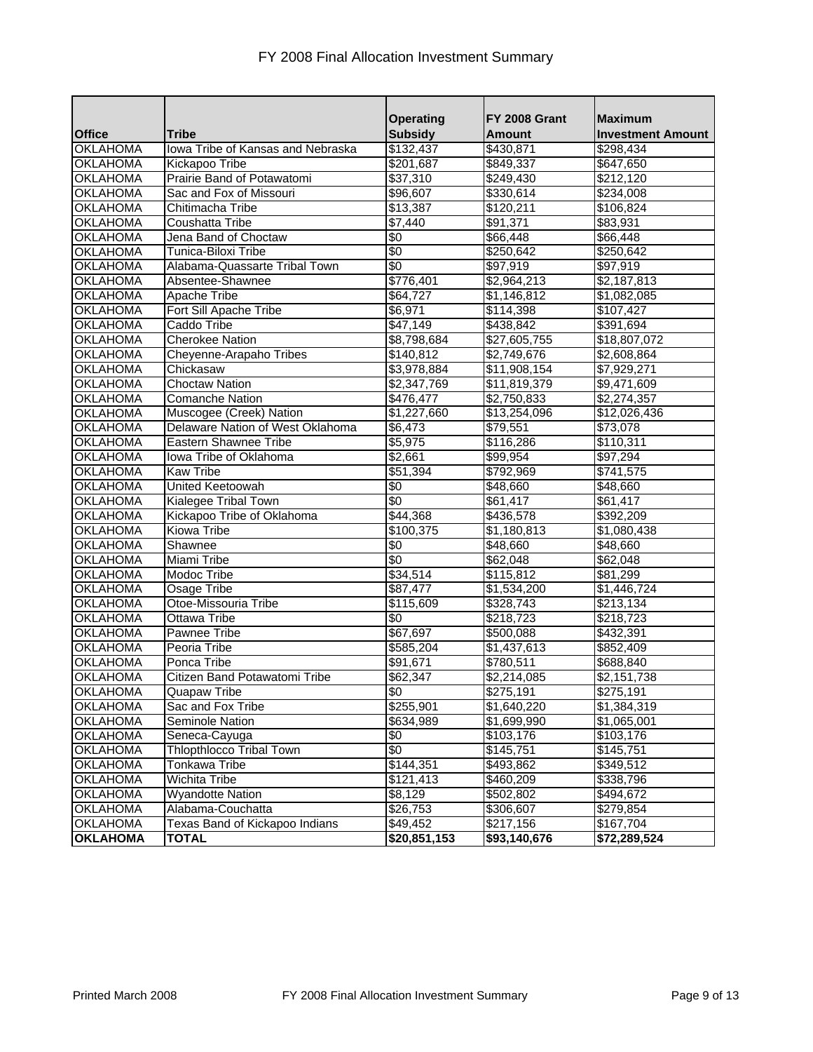# FY 2008 Final Allocation Investment Summary

| Office | Tribe | Operating Subsidy | FY 2008 Grant Amount | Maximum Investment Amount |
|---|---|---|---|---|
| OKLAHOMA | Iowa Tribe of Kansas and Nebraska | $132,437 | $430,871 | $298,434 |
| OKLAHOMA | Kickapoo Tribe | $201,687 | $849,337 | $647,650 |
| OKLAHOMA | Prairie Band of Potawatomi | $37,310 | $249,430 | $212,120 |
| OKLAHOMA | Sac and Fox of Missouri | $96,607 | $330,614 | $234,008 |
| OKLAHOMA | Chitimacha Tribe | $13,387 | $120,211 | $106,824 |
| OKLAHOMA | Coushatta Tribe | $7,440 | $91,371 | $83,931 |
| OKLAHOMA | Jena Band of Choctaw | $0 | $66,448 | $66,448 |
| OKLAHOMA | Tunica-Biloxi Tribe | $0 | $250,642 | $250,642 |
| OKLAHOMA | Alabama-Quassarte Tribal Town | $0 | $97,919 | $97,919 |
| OKLAHOMA | Absentee-Shawnee | $776,401 | $2,964,213 | $2,187,813 |
| OKLAHOMA | Apache Tribe | $64,727 | $1,146,812 | $1,082,085 |
| OKLAHOMA | Fort Sill Apache Tribe | $6,971 | $114,398 | $107,427 |
| OKLAHOMA | Caddo Tribe | $47,149 | $438,842 | $391,694 |
| OKLAHOMA | Cherokee Nation | $8,798,684 | $27,605,755 | $18,807,072 |
| OKLAHOMA | Cheyenne-Arapaho Tribes | $140,812 | $2,749,676 | $2,608,864 |
| OKLAHOMA | Chickasaw | $3,978,884 | $11,908,154 | $7,929,271 |
| OKLAHOMA | Choctaw Nation | $2,347,769 | $11,819,379 | $9,471,609 |
| OKLAHOMA | Comanche Nation | $476,477 | $2,750,833 | $2,274,357 |
| OKLAHOMA | Muscogee (Creek) Nation | $1,227,660 | $13,254,096 | $12,026,436 |
| OKLAHOMA | Delaware Nation of West Oklahoma | $6,473 | $79,551 | $73,078 |
| OKLAHOMA | Eastern Shawnee Tribe | $5,975 | $116,286 | $110,311 |
| OKLAHOMA | Iowa Tribe of Oklahoma | $2,661 | $99,954 | $97,294 |
| OKLAHOMA | Kaw Tribe | $51,394 | $792,969 | $741,575 |
| OKLAHOMA | United Keetoowah | $0 | $48,660 | $48,660 |
| OKLAHOMA | Kialegee Tribal Town | $0 | $61,417 | $61,417 |
| OKLAHOMA | Kickapoo Tribe of Oklahoma | $44,368 | $436,578 | $392,209 |
| OKLAHOMA | Kiowa Tribe | $100,375 | $1,180,813 | $1,080,438 |
| OKLAHOMA | Shawnee | $0 | $48,660 | $48,660 |
| OKLAHOMA | Miami Tribe | $0 | $62,048 | $62,048 |
| OKLAHOMA | Modoc Tribe | $34,514 | $115,812 | $81,299 |
| OKLAHOMA | Osage Tribe | $87,477 | $1,534,200 | $1,446,724 |
| OKLAHOMA | Otoe-Missouria Tribe | $115,609 | $328,743 | $213,134 |
| OKLAHOMA | Ottawa Tribe | $0 | $218,723 | $218,723 |
| OKLAHOMA | Pawnee Tribe | $67,697 | $500,088 | $432,391 |
| OKLAHOMA | Peoria Tribe | $585,204 | $1,437,613 | $852,409 |
| OKLAHOMA | Ponca Tribe | $91,671 | $780,511 | $688,840 |
| OKLAHOMA | Citizen Band Potawatomi Tribe | $62,347 | $2,214,085 | $2,151,738 |
| OKLAHOMA | Quapaw Tribe | $0 | $275,191 | $275,191 |
| OKLAHOMA | Sac and Fox Tribe | $255,901 | $1,640,220 | $1,384,319 |
| OKLAHOMA | Seminole Nation | $634,989 | $1,699,990 | $1,065,001 |
| OKLAHOMA | Seneca-Cayuga | $0 | $103,176 | $103,176 |
| OKLAHOMA | Thlopthlocco Tribal Town | $0 | $145,751 | $145,751 |
| OKLAHOMA | Tonkawa Tribe | $144,351 | $493,862 | $349,512 |
| OKLAHOMA | Wichita Tribe | $121,413 | $460,209 | $338,796 |
| OKLAHOMA | Wyandotte Nation | $8,129 | $502,802 | $494,672 |
| OKLAHOMA | Alabama-Couchatta | $26,753 | $306,607 | $279,854 |
| OKLAHOMA | Texas Band of Kickapoo Indians | $49,452 | $217,156 | $167,704 |
| **OKLAHOMA** | **TOTAL** | **$20,851,153** | **$93,140,676** | **$72,289,524** |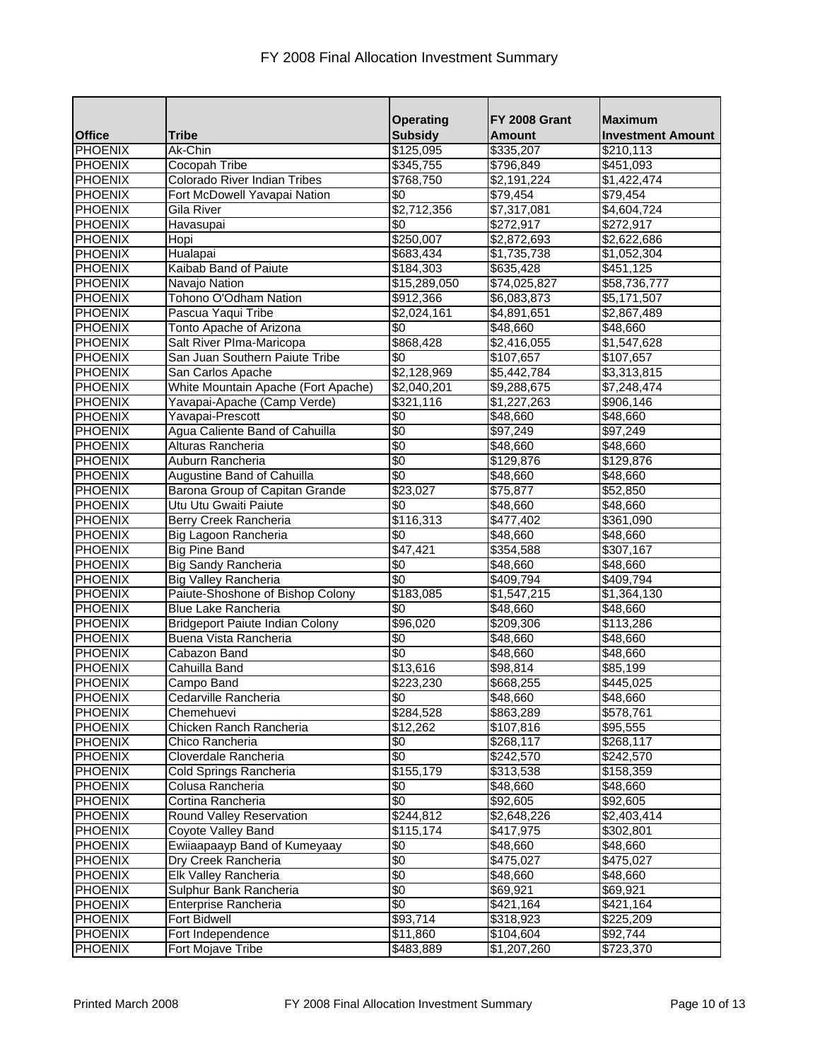# FY 2008 Final Allocation Investment Summary

| Office | Tribe | Operating Subsidy | FY 2008 Grant Amount | Maximum Investment Amount |
|---|---|---|---|---|
| PHOENIX | Ak-Chin | $125,095 | $335,207 | $210,113 |
| PHOENIX | Cocopah Tribe | $345,755 | $796,849 | $451,093 |
| PHOENIX | Colorado River Indian Tribes | $768,750 | $2,191,224 | $1,422,474 |
| PHOENIX | Fort McDowell Yavapai Nation | $0 | $79,454 | $79,454 |
| PHOENIX | Gila River | $2,712,356 | $7,317,081 | $4,604,724 |
| PHOENIX | Havasupai | $0 | $272,917 | $272,917 |
| PHOENIX | Hopi | $250,007 | $2,872,693 | $2,622,686 |
| PHOENIX | Hualapai | $683,434 | $1,735,738 | $1,052,304 |
| PHOENIX | Kaibab Band of Paiute | $184,303 | $635,428 | $451,125 |
| PHOENIX | Navajo Nation | $15,289,050 | $74,025,827 | $58,736,777 |
| PHOENIX | Tohono O'Odham Nation | $912,366 | $6,083,873 | $5,171,507 |
| PHOENIX | Pascua Yaqui Tribe | $2,024,161 | $4,891,651 | $2,867,489 |
| PHOENIX | Tonto Apache of Arizona | $0 | $48,660 | $48,660 |
| PHOENIX | Salt River PIma-Maricopa | $868,428 | $2,416,055 | $1,547,628 |
| PHOENIX | San Juan Southern Paiute Tribe | $0 | $107,657 | $107,657 |
| PHOENIX | San Carlos Apache | $2,128,969 | $5,442,784 | $3,313,815 |
| PHOENIX | White Mountain Apache (Fort Apache) | $2,040,201 | $9,288,675 | $7,248,474 |
| PHOENIX | Yavapai-Apache (Camp Verde) | $321,116 | $1,227,263 | $906,146 |
| PHOENIX | Yavapai-Prescott | $0 | $48,660 | $48,660 |
| PHOENIX | Agua Caliente Band of Cahuilla | $0 | $97,249 | $97,249 |
| PHOENIX | Alturas Rancheria | $0 | $48,660 | $48,660 |
| PHOENIX | Auburn Rancheria | $0 | $129,876 | $129,876 |
| PHOENIX | Augustine Band of Cahuilla | $0 | $48,660 | $48,660 |
| PHOENIX | Barona Group of Capitan Grande | $23,027 | $75,877 | $52,850 |
| PHOENIX | Utu Utu Gwaiti Paiute | $0 | $48,660 | $48,660 |
| PHOENIX | Berry Creek Rancheria | $116,313 | $477,402 | $361,090 |
| PHOENIX | Big Lagoon Rancheria | $0 | $48,660 | $48,660 |
| PHOENIX | Big Pine Band | $47,421 | $354,588 | $307,167 |
| PHOENIX | Big Sandy Rancheria | $0 | $48,660 | $48,660 |
| PHOENIX | Big Valley Rancheria | $0 | $409,794 | $409,794 |
| PHOENIX | Paiute-Shoshone of Bishop Colony | $183,085 | $1,547,215 | $1,364,130 |
| PHOENIX | Blue Lake Rancheria | $0 | $48,660 | $48,660 |
| PHOENIX | Bridgeport Paiute Indian Colony | $96,020 | $209,306 | $113,286 |
| PHOENIX | Buena Vista Rancheria | $0 | $48,660 | $48,660 |
| PHOENIX | Cabazon Band | $0 | $48,660 | $48,660 |
| PHOENIX | Cahuilla Band | $13,616 | $98,814 | $85,199 |
| PHOENIX | Campo Band | $223,230 | $668,255 | $445,025 |
| PHOENIX | Cedarville Rancheria | $0 | $48,660 | $48,660 |
| PHOENIX | Chemehuevi | $284,528 | $863,289 | $578,761 |
| PHOENIX | Chicken Ranch Rancheria | $12,262 | $107,816 | $95,555 |
| PHOENIX | Chico Rancheria | $0 | $268,117 | $268,117 |
| PHOENIX | Cloverdale Rancheria | $0 | $242,570 | $242,570 |
| PHOENIX | Cold Springs Rancheria | $155,179 | $313,538 | $158,359 |
| PHOENIX | Colusa Rancheria | $0 | $48,660 | $48,660 |
| PHOENIX | Cortina Rancheria | $0 | $92,605 | $92,605 |
| PHOENIX | Round Valley Reservation | $244,812 | $2,648,226 | $2,403,414 |
| PHOENIX | Coyote Valley Band | $115,174 | $417,975 | $302,801 |
| PHOENIX | Ewiiaapaayp Band of Kumeyaay | $0 | $48,660 | $48,660 |
| PHOENIX | Dry Creek Rancheria | $0 | $475,027 | $475,027 |
| PHOENIX | Elk Valley Rancheria | $0 | $48,660 | $48,660 |
| PHOENIX | Sulphur Bank Rancheria | $0 | $69,921 | $69,921 |
| PHOENIX | Enterprise Rancheria | $0 | $421,164 | $421,164 |
| PHOENIX | Fort Bidwell | $93,714 | $318,923 | $225,209 |
| PHOENIX | Fort Independence | $11,860 | $104,604 | $92,744 |
| PHOENIX | Fort Mojave Tribe | $483,889 | $1,207,260 | $723,370 |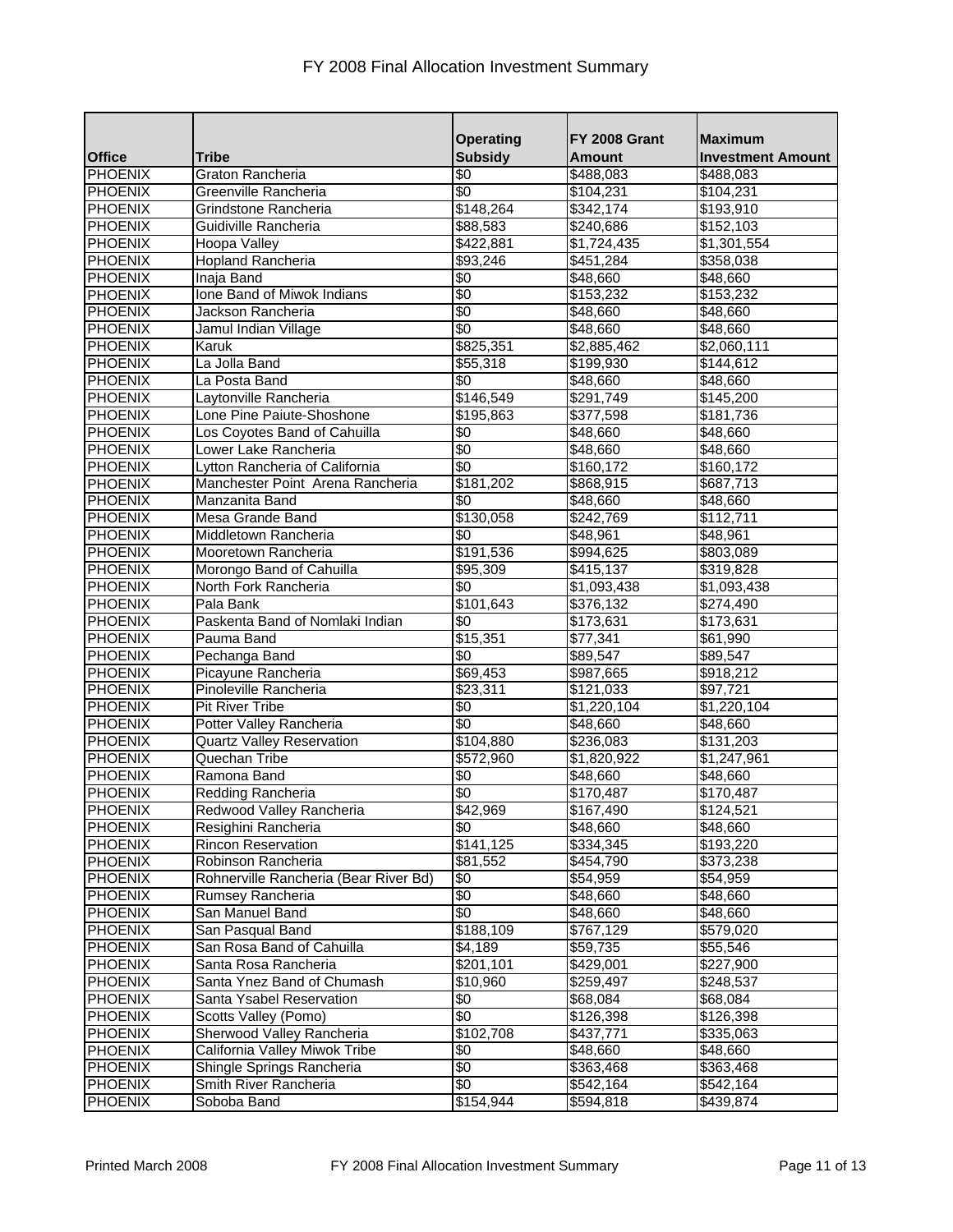# FY 2008 Final Allocation Investment Summary

| Office | Tribe | Operating Subsidy | FY 2008 Grant Amount | Maximum Investment Amount |
|---|---|---|---|---|
| PHOENIX | Graton Rancheria | $0 | $488,083 | $488,083 |
| PHOENIX | Greenville Rancheria | $0 | $104,231 | $104,231 |
| PHOENIX | Grindstone Rancheria | $148,264 | $342,174 | $193,910 |
| PHOENIX | Guidiville Rancheria | $88,583 | $240,686 | $152,103 |
| PHOENIX | Hoopa Valley | $422,881 | $1,724,435 | $1,301,554 |
| PHOENIX | Hopland Rancheria | $93,246 | $451,284 | $358,038 |
| PHOENIX | Inaja Band | $0 | $48,660 | $48,660 |
| PHOENIX | Ione Band of Miwok Indians | $0 | $153,232 | $153,232 |
| PHOENIX | Jackson Rancheria | $0 | $48,660 | $48,660 |
| PHOENIX | Jamul Indian Village | $0 | $48,660 | $48,660 |
| PHOENIX | Karuk | $825,351 | $2,885,462 | $2,060,111 |
| PHOENIX | La Jolla Band | $55,318 | $199,930 | $144,612 |
| PHOENIX | La Posta Band | $0 | $48,660 | $48,660 |
| PHOENIX | Laytonville Rancheria | $146,549 | $291,749 | $145,200 |
| PHOENIX | Lone Pine Paiute-Shoshone | $195,863 | $377,598 | $181,736 |
| PHOENIX | Los Coyotes Band of Cahuilla | $0 | $48,660 | $48,660 |
| PHOENIX | Lower Lake Rancheria | $0 | $48,660 | $48,660 |
| PHOENIX | Lytton Rancheria of California | $0 | $160,172 | $160,172 |
| PHOENIX | Manchester Point Arena Rancheria | $181,202 | $868,915 | $687,713 |
| PHOENIX | Manzanita Band | $0 | $48,660 | $48,660 |
| PHOENIX | Mesa Grande Band | $130,058 | $242,769 | $112,711 |
| PHOENIX | Middletown Rancheria | $0 | $48,961 | $48,961 |
| PHOENIX | Mooretown Rancheria | $191,536 | $994,625 | $803,089 |
| PHOENIX | Morongo Band of Cahuilla | $95,309 | $415,137 | $319,828 |
| PHOENIX | North Fork Rancheria | $0 | $1,093,438 | $1,093,438 |
| PHOENIX | Pala Bank | $101,643 | $376,132 | $274,490 |
| PHOENIX | Paskenta Band of Nomlaki Indian | $0 | $173,631 | $173,631 |
| PHOENIX | Pauma Band | $15,351 | $77,341 | $61,990 |
| PHOENIX | Pechanga Band | $0 | $89,547 | $89,547 |
| PHOENIX | Picayune Rancheria | $69,453 | $987,665 | $918,212 |
| PHOENIX | Pinoleville Rancheria | $23,311 | $121,033 | $97,721 |
| PHOENIX | Pit River Tribe | $0 | $1,220,104 | $1,220,104 |
| PHOENIX | Potter Valley Rancheria | $0 | $48,660 | $48,660 |
| PHOENIX | Quartz Valley Reservation | $104,880 | $236,083 | $131,203 |
| PHOENIX | Quechan Tribe | $572,960 | $1,820,922 | $1,247,961 |
| PHOENIX | Ramona Band | $0 | $48,660 | $48,660 |
| PHOENIX | Redding Rancheria | $0 | $170,487 | $170,487 |
| PHOENIX | Redwood Valley Rancheria | $42,969 | $167,490 | $124,521 |
| PHOENIX | Resighini Rancheria | $0 | $48,660 | $48,660 |
| PHOENIX | Rincon Reservation | $141,125 | $334,345 | $193,220 |
| PHOENIX | Robinson Rancheria | $81,552 | $454,790 | $373,238 |
| PHOENIX | Rohnerville Rancheria (Bear River Bd) | $0 | $54,959 | $54,959 |
| PHOENIX | Rumsey Rancheria | $0 | $48,660 | $48,660 |
| PHOENIX | San Manuel Band | $0 | $48,660 | $48,660 |
| PHOENIX | San Pasqual Band | $188,109 | $767,129 | $579,020 |
| PHOENIX | San Rosa Band of Cahuilla | $4,189 | $59,735 | $55,546 |
| PHOENIX | Santa Rosa Rancheria | $201,101 | $429,001 | $227,900 |
| PHOENIX | Santa Ynez Band of Chumash | $10,960 | $259,497 | $248,537 |
| PHOENIX | Santa Ysabel Reservation | $0 | $68,084 | $68,084 |
| PHOENIX | Scotts Valley (Pomo) | $0 | $126,398 | $126,398 |
| PHOENIX | Sherwood Valley Rancheria | $102,708 | $437,771 | $335,063 |
| PHOENIX | California Valley Miwok Tribe | $0 | $48,660 | $48,660 |
| PHOENIX | Shingle Springs Rancheria | $0 | $363,468 | $363,468 |
| PHOENIX | Smith River Rancheria | $0 | $542,164 | $542,164 |
| PHOENIX | Soboba Band | $154,944 | $594,818 | $439,874 |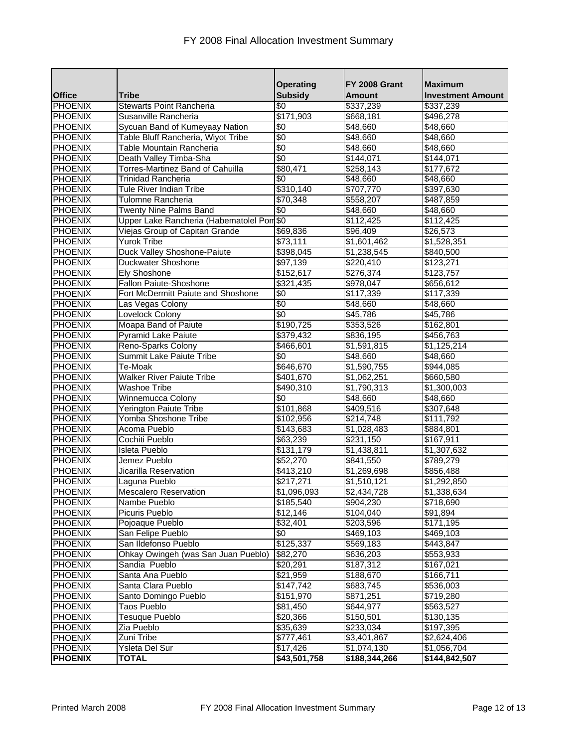# FY 2008 Final Allocation Investment Summary

| Office | Tribe | Operating Subsidy | FY 2008 Grant Amount | Maximum Investment Amount |
|---|---|---|---|---|
| PHOENIX | Stewarts Point Rancheria | $0 | $337,239 | $337,239 |
| PHOENIX | Susanville Rancheria | $171,903 | $668,181 | $496,278 |
| PHOENIX | Sycuan Band of Kumeyaay Nation | $0 | $48,660 | $48,660 |
| PHOENIX | Table Bluff Rancheria, Wiyot Tribe | $0 | $48,660 | $48,660 |
| PHOENIX | Table Mountain Rancheria | $0 | $48,660 | $48,660 |
| PHOENIX | Death Valley Timba-Sha | $0 | $144,071 | $144,071 |
| PHOENIX | Torres-Martinez Band of Cahuilla | $80,471 | $258,143 | $177,672 |
| PHOENIX | Trinidad Rancheria | $0 | $48,660 | $48,660 |
| PHOENIX | Tule River Indian Tribe | $310,140 | $707,770 | $397,630 |
| PHOENIX | Tulomne Rancheria | $70,348 | $558,207 | $487,859 |
| PHOENIX | Twenty Nine Palms Band | $0 | $48,660 | $48,660 |
| PHOENIX | Upper Lake Rancheria (Habematolel Pom | $0 | $112,425 | $112,425 |
| PHOENIX | Viejas Group of Capitan Grande | $69,836 | $96,409 | $26,573 |
| PHOENIX | Yurok Tribe | $73,111 | $1,601,462 | $1,528,351 |
| PHOENIX | Duck Valley Shoshone-Paiute | $398,045 | $1,238,545 | $840,500 |
| PHOENIX | Duckwater Shoshone | $97,139 | $220,410 | $123,271 |
| PHOENIX | Ely Shoshone | $152,617 | $276,374 | $123,757 |
| PHOENIX | Fallon Paiute-Shoshone | $321,435 | $978,047 | $656,612 |
| PHOENIX | Fort McDermitt Paiute and Shoshone | $0 | $117,339 | $117,339 |
| PHOENIX | Las Vegas Colony | $0 | $48,660 | $48,660 |
| PHOENIX | Lovelock Colony | $0 | $45,786 | $45,786 |
| PHOENIX | Moapa Band of Paiute | $190,725 | $353,526 | $162,801 |
| PHOENIX | Pyramid Lake Paiute | $379,432 | $836,195 | $456,763 |
| PHOENIX | Reno-Sparks Colony | $466,601 | $1,591,815 | $1,125,214 |
| PHOENIX | Summit Lake Paiute Tribe | $0 | $48,660 | $48,660 |
| PHOENIX | Te-Moak | $646,670 | $1,590,755 | $944,085 |
| PHOENIX | Walker River Paiute Tribe | $401,670 | $1,062,251 | $660,580 |
| PHOENIX | Washoe Tribe | $490,310 | $1,790,313 | $1,300,003 |
| PHOENIX | Winnemucca Colony | $0 | $48,660 | $48,660 |
| PHOENIX | Yerington Paiute Tribe | $101,868 | $409,516 | $307,648 |
| PHOENIX | Yomba Shoshone Tribe | $102,956 | $214,748 | $111,792 |
| PHOENIX | Acoma Pueblo | $143,683 | $1,028,483 | $884,801 |
| PHOENIX | Cochiti Pueblo | $63,239 | $231,150 | $167,911 |
| PHOENIX | Isleta Pueblo | $131,179 | $1,438,811 | $1,307,632 |
| PHOENIX | Jemez Pueblo | $52,270 | $841,550 | $789,279 |
| PHOENIX | Jicarilla Reservation | $413,210 | $1,269,698 | $856,488 |
| PHOENIX | Laguna Pueblo | $217,271 | $1,510,121 | $1,292,850 |
| PHOENIX | Mescalero Reservation | $1,096,093 | $2,434,728 | $1,338,634 |
| PHOENIX | Nambe Pueblo | $185,540 | $904,230 | $718,690 |
| PHOENIX | Picuris Pueblo | $12,146 | $104,040 | $91,894 |
| PHOENIX | Pojoaque Pueblo | $32,401 | $203,596 | $171,195 |
| PHOENIX | San Felipe Pueblo | $0 | $469,103 | $469,103 |
| PHOENIX | San Ildefonso Pueblo | $125,337 | $569,183 | $443,847 |
| PHOENIX | Ohkay Owingeh (was San Juan Pueblo) | $82,270 | $636,203 | $553,933 |
| PHOENIX | Sandia Pueblo | $20,291 | $187,312 | $167,021 |
| PHOENIX | Santa Ana Pueblo | $21,959 | $188,670 | $166,711 |
| PHOENIX | Santa Clara Pueblo | $147,742 | $683,745 | $536,003 |
| PHOENIX | Santo Domingo Pueblo | $151,970 | $871,251 | $719,280 |
| PHOENIX | Taos Pueblo | $81,450 | $644,977 | $563,527 |
| PHOENIX | Tesuque Pueblo | $20,366 | $150,501 | $130,135 |
| PHOENIX | Zia Pueblo | $35,639 | $233,034 | $197,395 |
| PHOENIX | Zuni Tribe | $777,461 | $3,401,867 | $2,624,406 |
| PHOENIX | Ysleta Del Sur | $17,426 | $1,074,130 | $1,056,704 |
| **PHOENIX** | **TOTAL** | **$43,501,758** | **$188,344,266** | **$144,842,507** |

Printed March 2008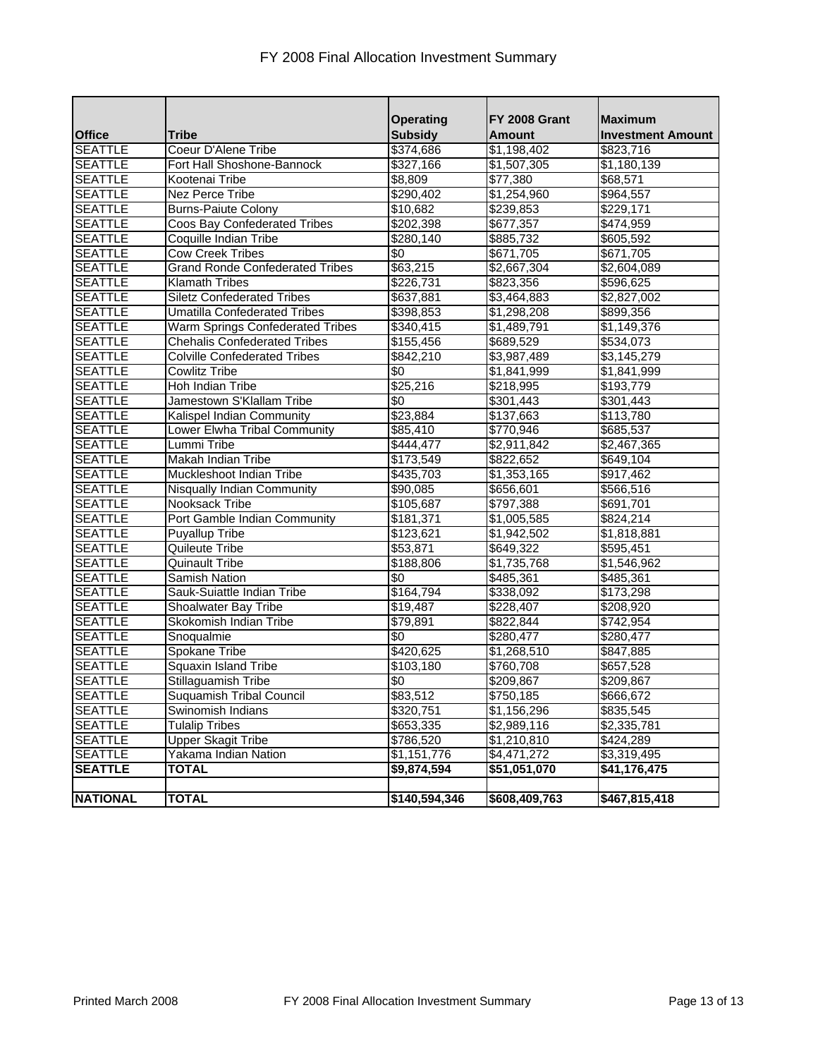# FY 2008 Final Allocation Investment Summary

| Office | Tribe | Operating Subsidy | FY 2008 Grant Amount | Maximum Investment Amount |
|---|---|---|---|---|
| SEATTLE | Coeur D'Alene Tribe | $374,686 | $1,198,402 | $823,716 |
| SEATTLE | Fort Hall Shoshone-Bannock | $327,166 | $1,507,305 | $1,180,139 |
| SEATTLE | Kootenai Tribe | $8,809 | $77,380 | $68,571 |
| SEATTLE | Nez Perce Tribe | $290,402 | $1,254,960 | $964,557 |
| SEATTLE | Burns-Paiute Colony | $10,682 | $239,853 | $229,171 |
| SEATTLE | Coos Bay Confederated Tribes | $202,398 | $677,357 | $474,959 |
| SEATTLE | Coquille Indian Tribe | $280,140 | $885,732 | $605,592 |
| SEATTLE | Cow Creek Tribes | $0 | $671,705 | $671,705 |
| SEATTLE | Grand Ronde Confederated Tribes | $63,215 | $2,667,304 | $2,604,089 |
| SEATTLE | Klamath Tribes | $226,731 | $823,356 | $596,625 |
| SEATTLE | Siletz Confederated Tribes | $637,881 | $3,464,883 | $2,827,002 |
| SEATTLE | Umatilla Confederated Tribes | $398,853 | $1,298,208 | $899,356 |
| SEATTLE | Warm Springs Confederated Tribes | $340,415 | $1,489,791 | $1,149,376 |
| SEATTLE | Chehalis Confederated Tribes | $155,456 | $689,529 | $534,073 |
| SEATTLE | Colville Confederated Tribes | $842,210 | $3,987,489 | $3,145,279 |
| SEATTLE | Cowlitz Tribe | $0 | $1,841,999 | $1,841,999 |
| SEATTLE | Hoh Indian Tribe | $25,216 | $218,995 | $193,779 |
| SEATTLE | Jamestown S'Klallam Tribe | $0 | $301,443 | $301,443 |
| SEATTLE | Kalispel Indian Community | $23,884 | $137,663 | $113,780 |
| SEATTLE | Lower Elwha Tribal Community | $85,410 | $770,946 | $685,537 |
| SEATTLE | Lummi Tribe | $444,477 | $2,911,842 | $2,467,365 |
| SEATTLE | Makah Indian Tribe | $173,549 | $822,652 | $649,104 |
| SEATTLE | Muckleshoot Indian Tribe | $435,703 | $1,353,165 | $917,462 |
| SEATTLE | Nisqually Indian Community | $90,085 | $656,601 | $566,516 |
| SEATTLE | Nooksack Tribe | $105,687 | $797,388 | $691,701 |
| SEATTLE | Port Gamble Indian Community | $181,371 | $1,005,585 | $824,214 |
| SEATTLE | Puyallup Tribe | $123,621 | $1,942,502 | $1,818,881 |
| SEATTLE | Quileute Tribe | $53,871 | $649,322 | $595,451 |
| SEATTLE | Quinault Tribe | $188,806 | $1,735,768 | $1,546,962 |
| SEATTLE | Samish Nation | $0 | $485,361 | $485,361 |
| SEATTLE | Sauk-Suiattle Indian Tribe | $164,794 | $338,092 | $173,298 |
| SEATTLE | Shoalwater Bay Tribe | $19,487 | $228,407 | $208,920 |
| SEATTLE | Skokomish Indian Tribe | $79,891 | $822,844 | $742,954 |
| SEATTLE | Snoqualmie | $0 | $280,477 | $280,477 |
| SEATTLE | Spokane Tribe | $420,625 | $1,268,510 | $847,885 |
| SEATTLE | Squaxin Island Tribe | $103,180 | $760,708 | $657,528 |
| SEATTLE | Stillaguamish Tribe | $0 | $209,867 | $209,867 |
| SEATTLE | Suquamish Tribal Council | $83,512 | $750,185 | $666,672 |
| SEATTLE | Swinomish Indians | $320,751 | $1,156,296 | $835,545 |
| SEATTLE | Tulalip Tribes | $653,335 | $2,989,116 | $2,335,781 |
| SEATTLE | Upper Skagit Tribe | $786,520 | $1,210,810 | $424,289 |
| SEATTLE | Yakama Indian Nation | $1,151,776 | $4,471,272 | $3,319,495 |
| **SEATTLE** | **TOTAL** | **$9,874,594** | **$51,051,070** | **$41,176,475** |
| | | | | |
| **NATIONAL** | **TOTAL** | **$140,594,346** | **$608,409,763** | **$467,815,418** |